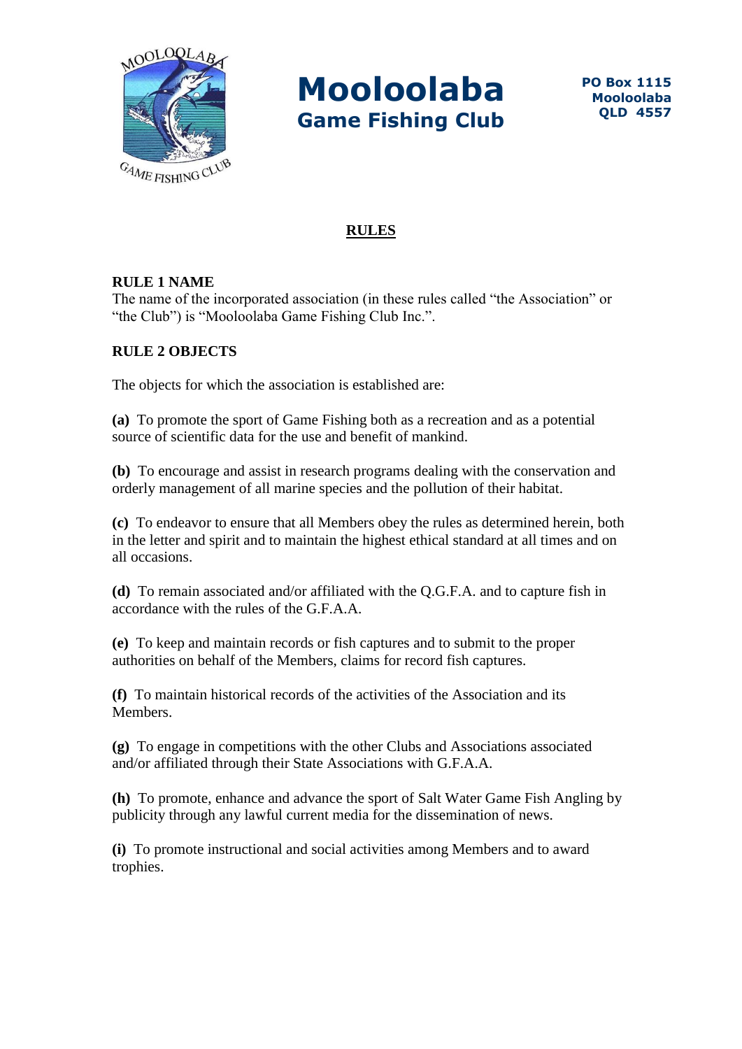# Mooloolaba
## Game Fishing Club

PO Box 1115
Mooloolaba
QLD 4557

## RULES

### RULE 1 NAME

The name of the incorporated association (in these rules called "the Association" or "the Club") is "Mooloolaba Game Fishing Club Inc.".

### RULE 2 OBJECTS

The objects for which the association is established are:

**(a)** To promote the sport of Game Fishing both as a recreation and as a potential source of scientific data for the use and benefit of mankind.

**(b)** To encourage and assist in research programs dealing with the conservation and orderly management of all marine species and the pollution of their habitat.

**(c)** To endeavor to ensure that all Members obey the rules as determined herein, both in the letter and spirit and to maintain the highest ethical standard at all times and on all occasions.

**(d)** To remain associated and/or affiliated with the Q.G.F.A. and to capture fish in accordance with the rules of the G.F.A.A.

**(e)** To keep and maintain records or fish captures and to submit to the proper authorities on behalf of the Members, claims for record fish captures.

**(f)** To maintain historical records of the activities of the Association and its Members.

**(g)** To engage in competitions with the other Clubs and Associations associated and/or affiliated through their State Associations with G.F.A.A.

**(h)** To promote, enhance and advance the sport of Salt Water Game Fish Angling by publicity through any lawful current media for the dissemination of news.

**(i)** To promote instructional and social activities among Members and to award trophies.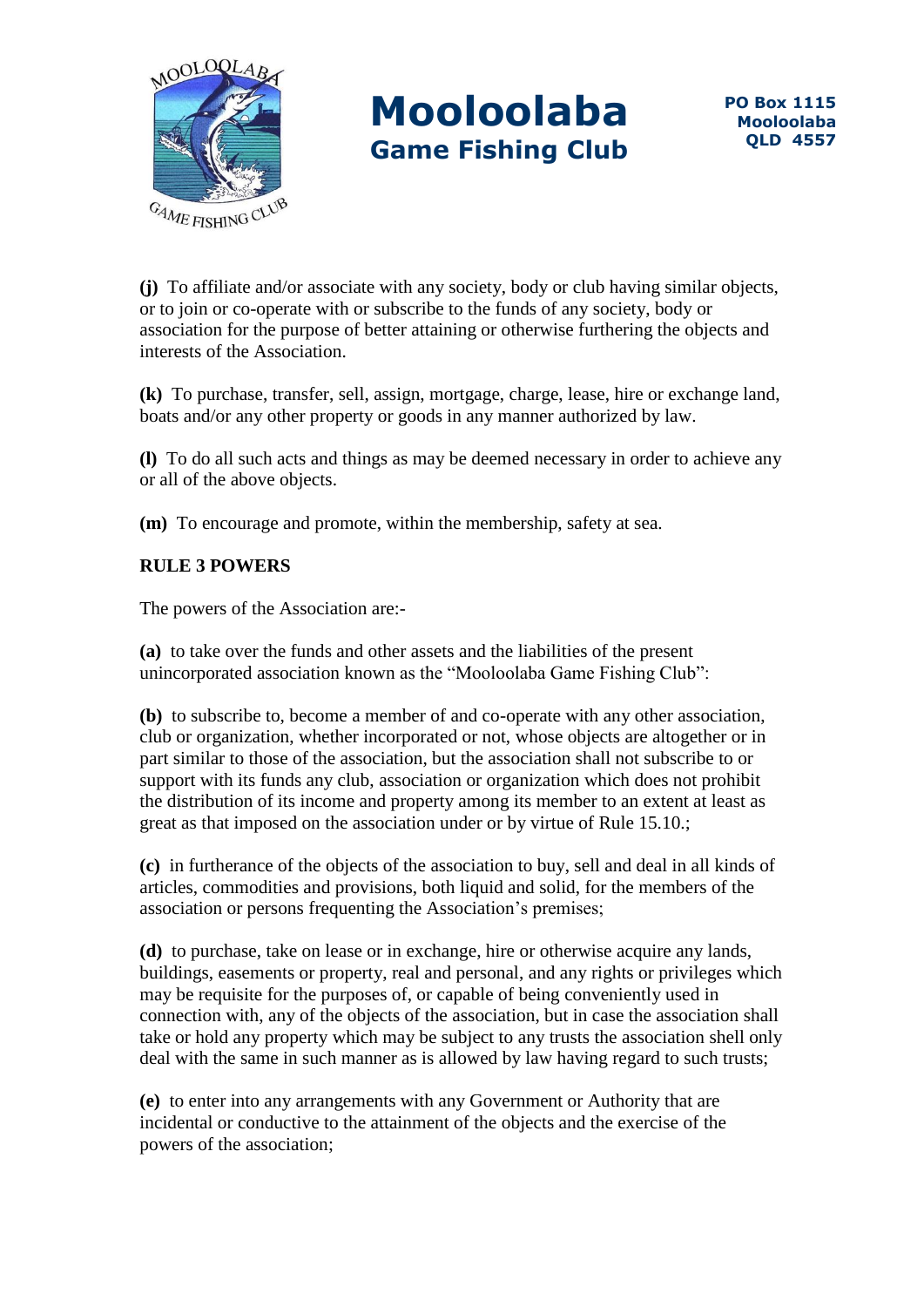**(j)** To affiliate and/or associate with any society, body or club having similar objects, or to join or co-operate with or subscribe to the funds of any society, body or association for the purpose of better attaining or otherwise furthering the objects and interests of the Association.

**(k)** To purchase, transfer, sell, assign, mortgage, charge, lease, hire or exchange land, boats and/or any other property or goods in any manner authorized by law.

**(l)** To do all such acts and things as may be deemed necessary in order to achieve any or all of the above objects.

**(m)** To encourage and promote, within the membership, safety at sea.

**RULE 3 POWERS**

The powers of the Association are:-

**(a)** to take over the funds and other assets and the liabilities of the present unincorporated association known as the "Mooloolaba Game Fishing Club":

**(b)** to subscribe to, become a member of and co-operate with any other association, club or organization, whether incorporated or not, whose objects are altogether or in part similar to those of the association, but the association shall not subscribe to or support with its funds any club, association or organization which does not prohibit the distribution of its income and property among its member to an extent at least as great as that imposed on the association under or by virtue of Rule 15.10.;

**(c)** in furtherance of the objects of the association to buy, sell and deal in all kinds of articles, commodities and provisions, both liquid and solid, for the members of the association or persons frequenting the Association's premises;

**(d)** to purchase, take on lease or in exchange, hire or otherwise acquire any lands, buildings, easements or property, real and personal, and any rights or privileges which may be requisite for the purposes of, or capable of being conveniently used in connection with, any of the objects of the association, but in case the association shall take or hold any property which may be subject to any trusts the association shell only deal with the same in such manner as is allowed by law having regard to such trusts;

**(e)** to enter into any arrangements with any Government or Authority that are incidental or conductive to the attainment of the objects and the exercise of the powers of the association;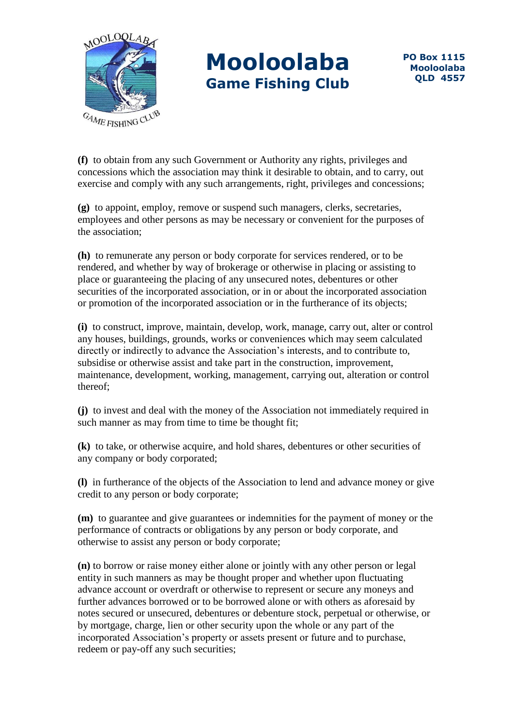**(f)** to obtain from any such Government or Authority any rights, privileges and concessions which the association may think it desirable to obtain, and to carry, out exercise and comply with any such arrangements, right, privileges and concessions;

**(g)** to appoint, employ, remove or suspend such managers, clerks, secretaries, employees and other persons as may be necessary or convenient for the purposes of the association;

**(h)** to remunerate any person or body corporate for services rendered, or to be rendered, and whether by way of brokerage or otherwise in placing or assisting to place or guaranteeing the placing of any unsecured notes, debentures or other securities of the incorporated association, or in or about the incorporated association or promotion of the incorporated association or in the furtherance of its objects;

**(i)** to construct, improve, maintain, develop, work, manage, carry out, alter or control any houses, buildings, grounds, works or conveniences which may seem calculated directly or indirectly to advance the Association's interests, and to contribute to, subsidise or otherwise assist and take part in the construction, improvement, maintenance, development, working, management, carrying out, alteration or control thereof;

**(j)** to invest and deal with the money of the Association not immediately required in such manner as may from time to time be thought fit;

**(k)** to take, or otherwise acquire, and hold shares, debentures or other securities of any company or body corporated;

**(l)** in furtherance of the objects of the Association to lend and advance money or give credit to any person or body corporate;

**(m)** to guarantee and give guarantees or indemnities for the payment of money or the performance of contracts or obligations by any person or body corporate, and otherwise to assist any person or body corporate;

**(n)** to borrow or raise money either alone or jointly with any other person or legal entity in such manners as may be thought proper and whether upon fluctuating advance account or overdraft or otherwise to represent or secure any moneys and further advances borrowed or to be borrowed alone or with others as aforesaid by notes secured or unsecured, debentures or debenture stock, perpetual or otherwise, or by mortgage, charge, lien or other security upon the whole or any part of the incorporated Association's property or assets present or future and to purchase, redeem or pay-off any such securities;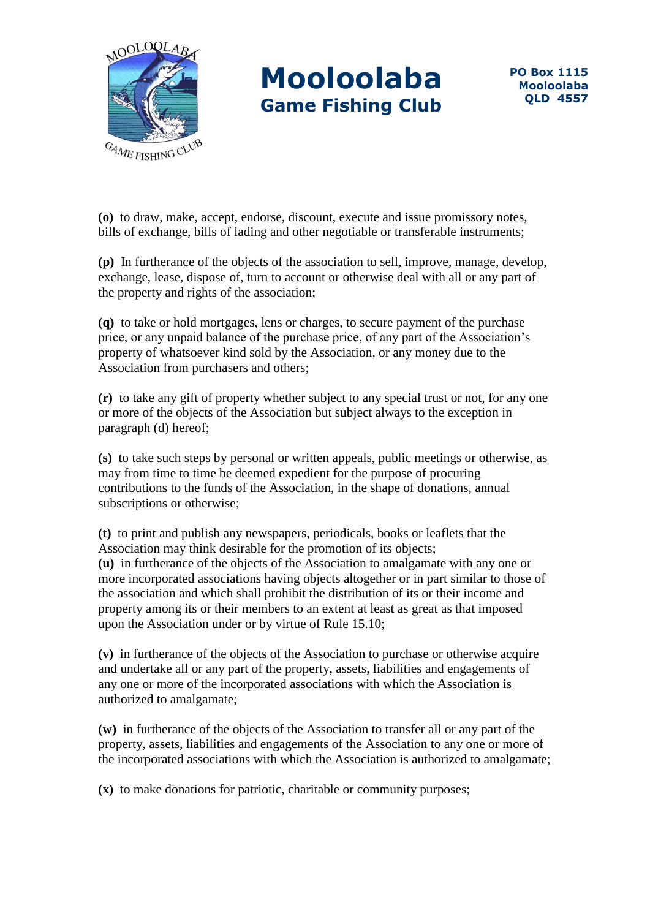**(o)** to draw, make, accept, endorse, discount, execute and issue promissory notes, bills of exchange, bills of lading and other negotiable or transferable instruments;

**(p)** In furtherance of the objects of the association to sell, improve, manage, develop, exchange, lease, dispose of, turn to account or otherwise deal with all or any part of the property and rights of the association;

**(q)** to take or hold mortgages, lens or charges, to secure payment of the purchase price, or any unpaid balance of the purchase price, of any part of the Association's property of whatsoever kind sold by the Association, or any money due to the Association from purchasers and others;

**(r)** to take any gift of property whether subject to any special trust or not, for any one or more of the objects of the Association but subject always to the exception in paragraph (d) hereof;

**(s)** to take such steps by personal or written appeals, public meetings or otherwise, as may from time to time be deemed expedient for the purpose of procuring contributions to the funds of the Association, in the shape of donations, annual subscriptions or otherwise;

**(t)** to print and publish any newspapers, periodicals, books or leaflets that the Association may think desirable for the promotion of its objects;

**(u)** in furtherance of the objects of the Association to amalgamate with any one or more incorporated associations having objects altogether or in part similar to those of the association and which shall prohibit the distribution of its or their income and property among its or their members to an extent at least as great as that imposed upon the Association under or by virtue of Rule 15.10;

**(v)** in furtherance of the objects of the Association to purchase or otherwise acquire and undertake all or any part of the property, assets, liabilities and engagements of any one or more of the incorporated associations with which the Association is authorized to amalgamate;

**(w)** in furtherance of the objects of the Association to transfer all or any part of the property, assets, liabilities and engagements of the Association to any one or more of the incorporated associations with which the Association is authorized to amalgamate;

**(x)** to make donations for patriotic, charitable or community purposes;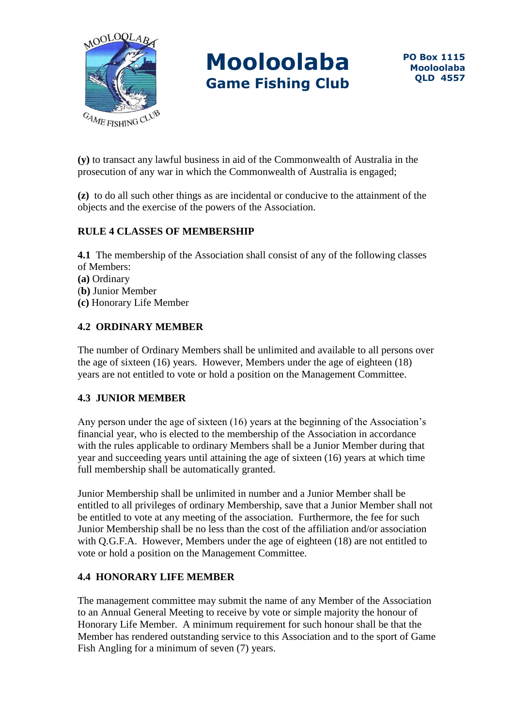**(y)** to transact any lawful business in aid of the Commonwealth of Australia in the prosecution of any war in which the Commonwealth of Australia is engaged;

**(z)** to do all such other things as are incidental or conducive to the attainment of the objects and the exercise of the powers of the Association.

### RULE 4 CLASSES OF MEMBERSHIP

**4.1** The membership of the Association shall consist of any of the following classes of Members:
**(a)** Ordinary
(**b)** Junior Member
**(c)** Honorary Life Member

### 4.2 ORDINARY MEMBER

The number of Ordinary Members shall be unlimited and available to all persons over the age of sixteen (16) years. However, Members under the age of eighteen (18) years are not entitled to vote or hold a position on the Management Committee.

### 4.3 JUNIOR MEMBER

Any person under the age of sixteen (16) years at the beginning of the Association's financial year, who is elected to the membership of the Association in accordance with the rules applicable to ordinary Members shall be a Junior Member during that year and succeeding years until attaining the age of sixteen (16) years at which time full membership shall be automatically granted.

Junior Membership shall be unlimited in number and a Junior Member shall be entitled to all privileges of ordinary Membership, save that a Junior Member shall not be entitled to vote at any meeting of the association. Furthermore, the fee for such Junior Membership shall be no less than the cost of the affiliation and/or association with Q.G.F.A. However, Members under the age of eighteen (18) are not entitled to vote or hold a position on the Management Committee.

### 4.4 HONORARY LIFE MEMBER

The management committee may submit the name of any Member of the Association to an Annual General Meeting to receive by vote or simple majority the honour of Honorary Life Member. A minimum requirement for such honour shall be that the Member has rendered outstanding service to this Association and to the sport of Game Fish Angling for a minimum of seven (7) years.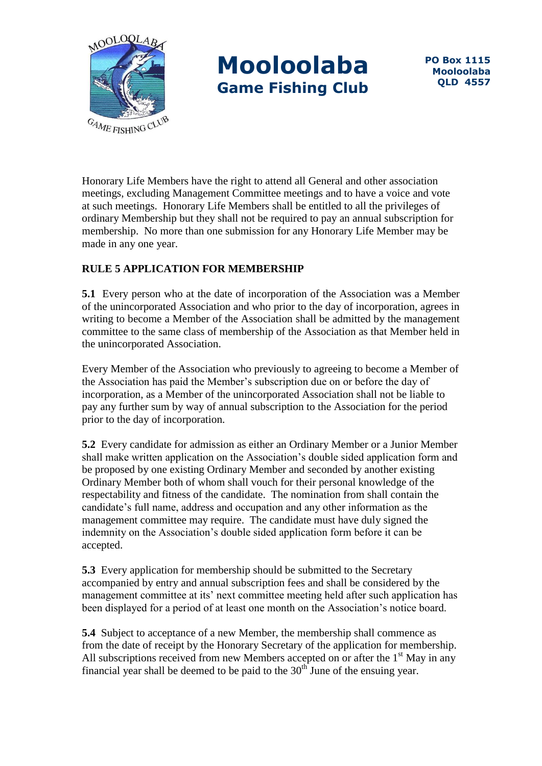Honorary Life Members have the right to attend all General and other association meetings, excluding Management Committee meetings and to have a voice and vote at such meetings. Honorary Life Members shall be entitled to all the privileges of ordinary Membership but they shall not be required to pay an annual subscription for membership. No more than one submission for any Honorary Life Member may be made in any one year.

**RULE 5 APPLICATION FOR MEMBERSHIP**

**5.1** Every person who at the date of incorporation of the Association was a Member of the unincorporated Association and who prior to the day of incorporation, agrees in writing to become a Member of the Association shall be admitted by the management committee to the same class of membership of the Association as that Member held in the unincorporated Association.

Every Member of the Association who previously to agreeing to become a Member of the Association has paid the Member's subscription due on or before the day of incorporation, as a Member of the unincorporated Association shall not be liable to pay any further sum by way of annual subscription to the Association for the period prior to the day of incorporation.

**5.2** Every candidate for admission as either an Ordinary Member or a Junior Member shall make written application on the Association's double sided application form and be proposed by one existing Ordinary Member and seconded by another existing Ordinary Member both of whom shall vouch for their personal knowledge of the respectability and fitness of the candidate. The nomination from shall contain the candidate's full name, address and occupation and any other information as the management committee may require. The candidate must have duly signed the indemnity on the Association's double sided application form before it can be accepted.

**5.3** Every application for membership should be submitted to the Secretary accompanied by entry and annual subscription fees and shall be considered by the management committee at its' next committee meeting held after such application has been displayed for a period of at least one month on the Association's notice board.

**5.4** Subject to acceptance of a new Member, the membership shall commence as from the date of receipt by the Honorary Secretary of the application for membership. All subscriptions received from new Members accepted on or after the 1st May in any financial year shall be deemed to be paid to the 30th June of the ensuing year.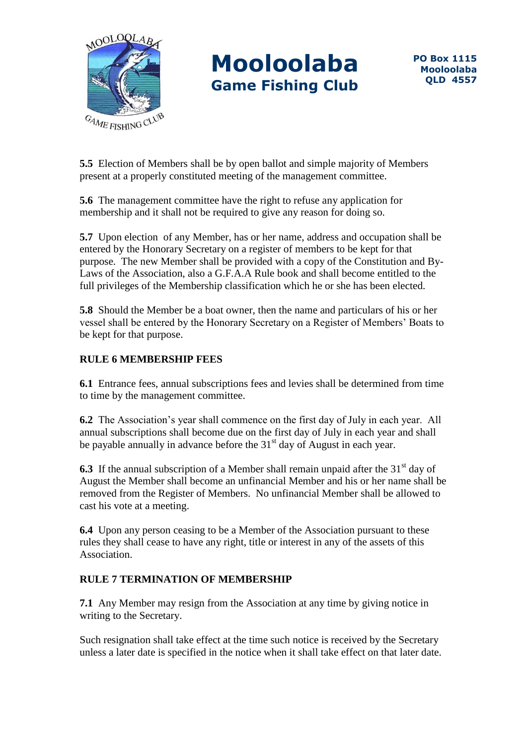**5.5** Election of Members shall be by open ballot and simple majority of Members present at a properly constituted meeting of the management committee.

**5.6** The management committee have the right to refuse any application for membership and it shall not be required to give any reason for doing so.

**5.7** Upon election of any Member, has or her name, address and occupation shall be entered by the Honorary Secretary on a register of members to be kept for that purpose. The new Member shall be provided with a copy of the Constitution and By-Laws of the Association, also a G.F.A.A Rule book and shall become entitled to the full privileges of the Membership classification which he or she has been elected.

**5.8** Should the Member be a boat owner, then the name and particulars of his or her vessel shall be entered by the Honorary Secretary on a Register of Members' Boats to be kept for that purpose.

## RULE 6 MEMBERSHIP FEES

**6.1** Entrance fees, annual subscriptions fees and levies shall be determined from time to time by the management committee.

**6.2** The Association's year shall commence on the first day of July in each year. All annual subscriptions shall become due on the first day of July in each year and shall be payable annually in advance before the 31st day of August in each year.

**6.3** If the annual subscription of a Member shall remain unpaid after the 31st day of August the Member shall become an unfinancial Member and his or her name shall be removed from the Register of Members. No unfinancial Member shall be allowed to cast his vote at a meeting.

**6.4** Upon any person ceasing to be a Member of the Association pursuant to these rules they shall cease to have any right, title or interest in any of the assets of this Association.

## RULE 7 TERMINATION OF MEMBERSHIP

**7.1** Any Member may resign from the Association at any time by giving notice in writing to the Secretary.

Such resignation shall take effect at the time such notice is received by the Secretary unless a later date is specified in the notice when it shall take effect on that later date.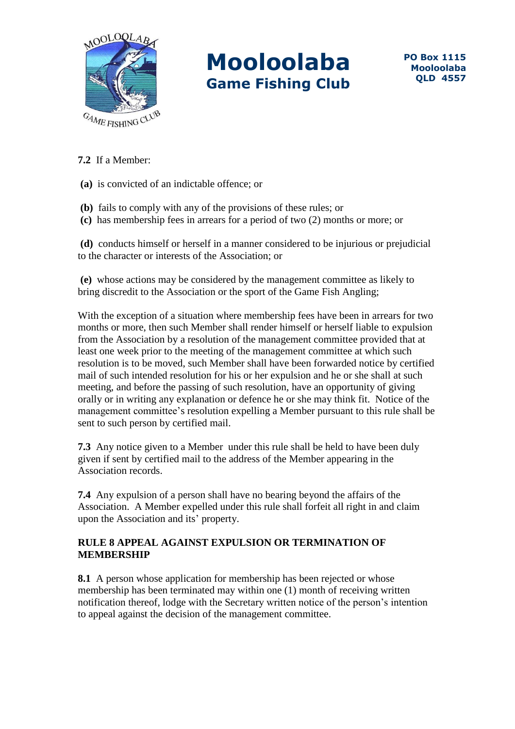**7.2** If a Member:

**(a)** is convicted of an indictable offence; or

**(b)** fails to comply with any of the provisions of these rules; or
**(c)** has membership fees in arrears for a period of two (2) months or more; or

**(d)** conducts himself or herself in a manner considered to be injurious or prejudicial to the character or interests of the Association; or

**(e)** whose actions may be considered by the management committee as likely to bring discredit to the Association or the sport of the Game Fish Angling;

With the exception of a situation where membership fees have been in arrears for two months or more, then such Member shall render himself or herself liable to expulsion from the Association by a resolution of the management committee provided that at least one week prior to the meeting of the management committee at which such resolution is to be moved, such Member shall have been forwarded notice by certified mail of such intended resolution for his or her expulsion and he or she shall at such meeting, and before the passing of such resolution, have an opportunity of giving orally or in writing any explanation or defence he or she may think fit. Notice of the management committee's resolution expelling a Member pursuant to this rule shall be sent to such person by certified mail.

**7.3** Any notice given to a Member under this rule shall be held to have been duly given if sent by certified mail to the address of the Member appearing in the Association records.

**7.4** Any expulsion of a person shall have no bearing beyond the affairs of the Association. A Member expelled under this rule shall forfeit all right in and claim upon the Association and its' property.

## RULE 8 APPEAL AGAINST EXPULSION OR TERMINATION OF MEMBERSHIP

**8.1** A person whose application for membership has been rejected or whose membership has been terminated may within one (1) month of receiving written notification thereof, lodge with the Secretary written notice of the person's intention to appeal against the decision of the management committee.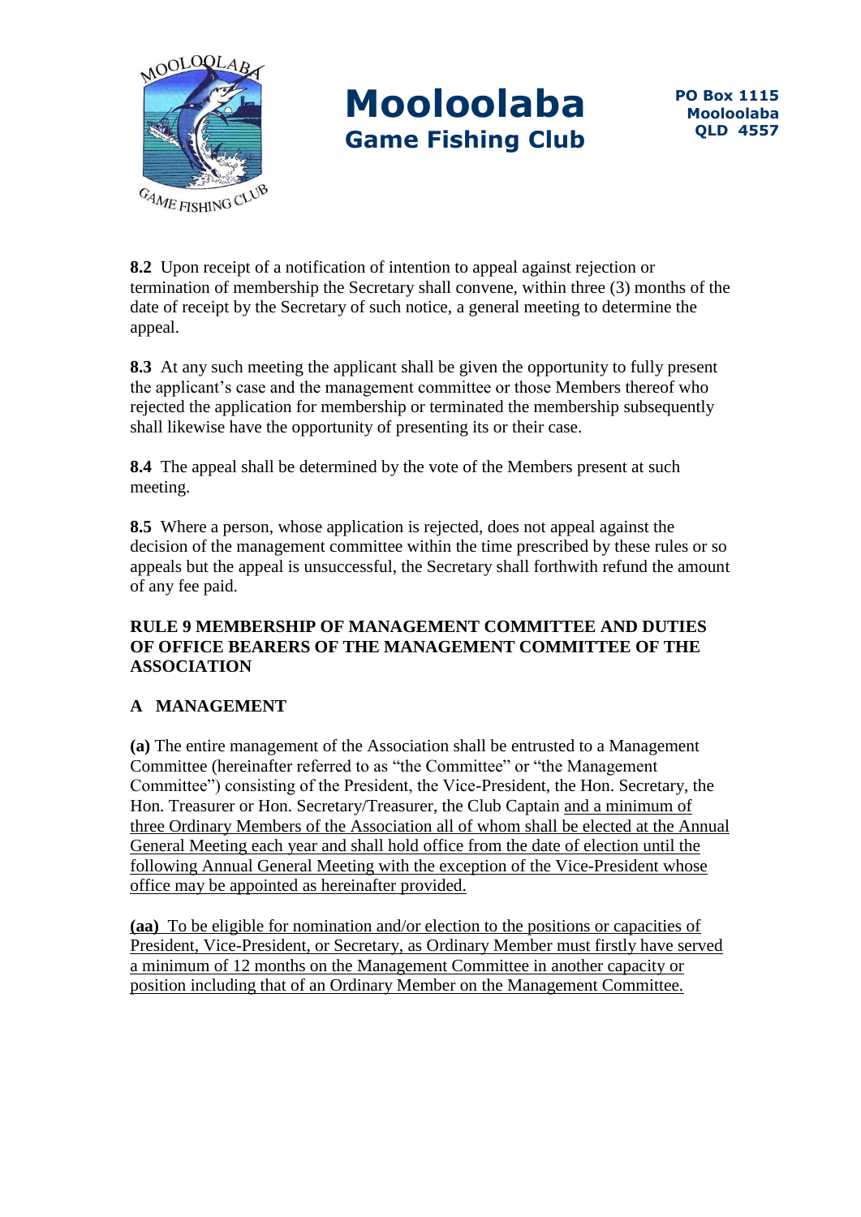**8.2** Upon receipt of a notification of intention to appeal against rejection or termination of membership the Secretary shall convene, within three (3) months of the date of receipt by the Secretary of such notice, a general meeting to determine the appeal.

**8.3** At any such meeting the applicant shall be given the opportunity to fully present the applicant's case and the management committee or those Members thereof who rejected the application for membership or terminated the membership subsequently shall likewise have the opportunity of presenting its or their case.

**8.4** The appeal shall be determined by the vote of the Members present at such meeting.

**8.5** Where a person, whose application is rejected, does not appeal against the decision of the management committee within the time prescribed by these rules or so appeals but the appeal is unsuccessful, the Secretary shall forthwith refund the amount of any fee paid.

## RULE 9 MEMBERSHIP OF MANAGEMENT COMMITTEE AND DUTIES OF OFFICE BEARERS OF THE MANAGEMENT COMMITTEE OF THE ASSOCIATION

### A MANAGEMENT

**(a)** The entire management of the Association shall be entrusted to a Management Committee (hereinafter referred to as "the Committee" or "the Management Committee") consisting of the President, the Vice-President, the Hon. Secretary, the Hon. Treasurer or Hon. Secretary/Treasurer, the Club Captain <u>and a minimum of three Ordinary Members of the Association all of whom shall be elected at the Annual General Meeting each year and shall hold office from the date of election until the following Annual General Meeting with the exception of the Vice-President whose office may be appointed as hereinafter provided.</u>

<u>**(aa)** To be eligible for nomination and/or election to the positions or capacities of President, Vice-President, or Secretary, as Ordinary Member must firstly have served a minimum of 12 months on the Management Committee in another capacity or position including that of an Ordinary Member on the Management Committee.</u>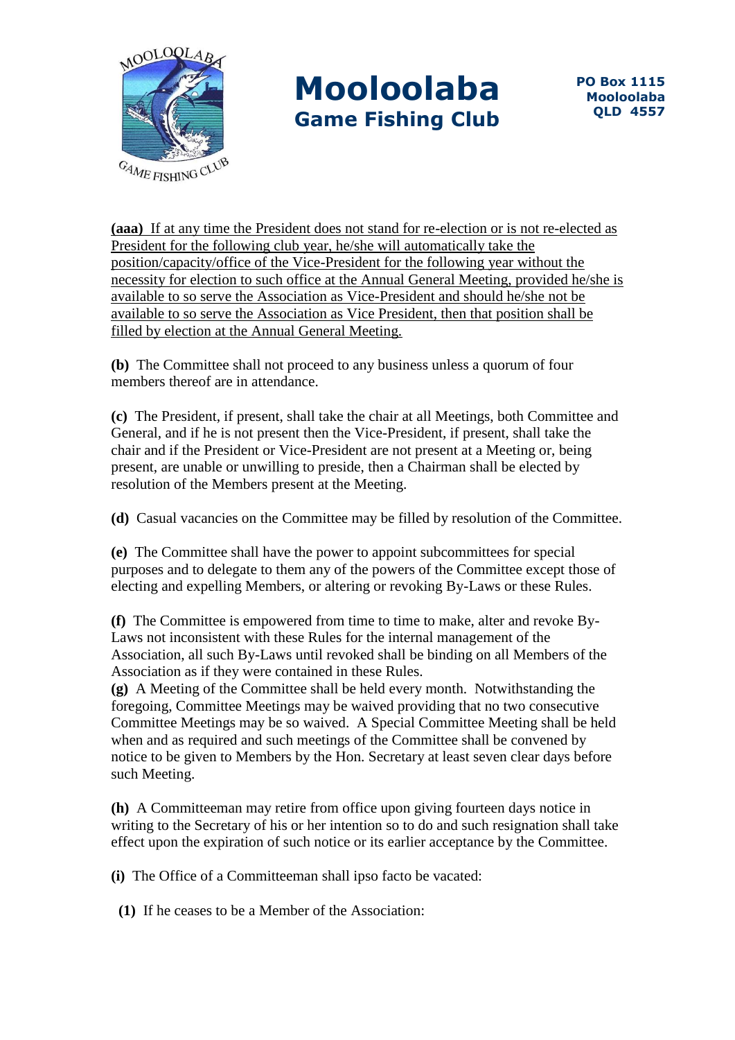<u>**(aaa)** If at any time the President does not stand for re-election or is not re-elected as President for the following club year, he/she will automatically take the position/capacity/office of the Vice-President for the following year without the necessity for election to such office at the Annual General Meeting, provided he/she is available to so serve the Association as Vice-President and should he/she not be available to so serve the Association as Vice President, then that position shall be filled by election at the Annual General Meeting.</u>

**(b)** The Committee shall not proceed to any business unless a quorum of four members thereof are in attendance.

**(c)** The President, if present, shall take the chair at all Meetings, both Committee and General, and if he is not present then the Vice-President, if present, shall take the chair and if the President or Vice-President are not present at a Meeting or, being present, are unable or unwilling to preside, then a Chairman shall be elected by resolution of the Members present at the Meeting.

**(d)** Casual vacancies on the Committee may be filled by resolution of the Committee.

**(e)** The Committee shall have the power to appoint subcommittees for special purposes and to delegate to them any of the powers of the Committee except those of electing and expelling Members, or altering or revoking By-Laws or these Rules.

**(f)** The Committee is empowered from time to time to make, alter and revoke By-Laws not inconsistent with these Rules for the internal management of the Association, all such By-Laws until revoked shall be binding on all Members of the Association as if they were contained in these Rules.

**(g)** A Meeting of the Committee shall be held every month. Notwithstanding the foregoing, Committee Meetings may be waived providing that no two consecutive Committee Meetings may be so waived. A Special Committee Meeting shall be held when and as required and such meetings of the Committee shall be convened by notice to be given to Members by the Hon. Secretary at least seven clear days before such Meeting.

**(h)** A Committeeman may retire from office upon giving fourteen days notice in writing to the Secretary of his or her intention so to do and such resignation shall take effect upon the expiration of such notice or its earlier acceptance by the Committee.

**(i)** The Office of a Committeeman shall ipso facto be vacated:

**(1)** If he ceases to be a Member of the Association: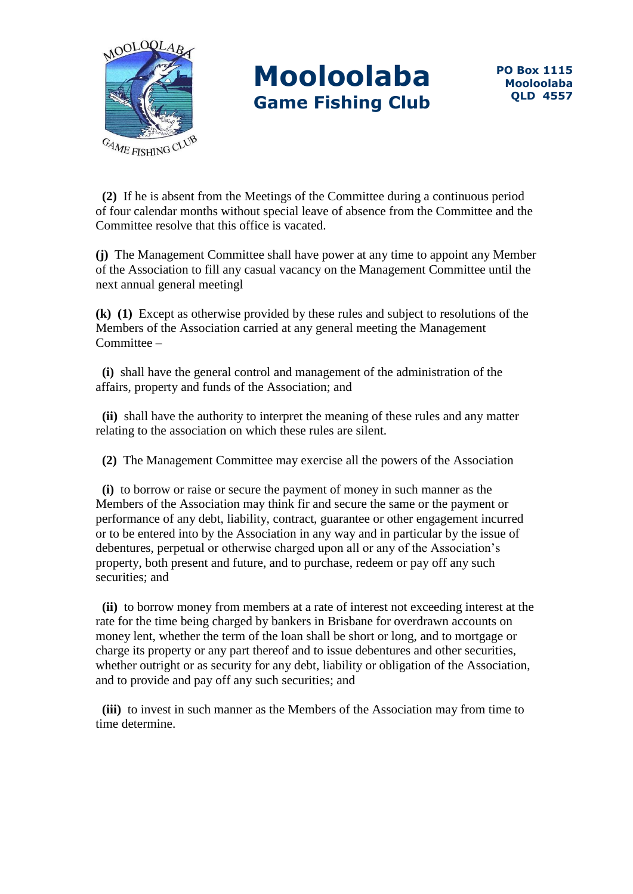**(2)** If he is absent from the Meetings of the Committee during a continuous period of four calendar months without special leave of absence from the Committee and the Committee resolve that this office is vacated.

**(j)** The Management Committee shall have power at any time to appoint any Member of the Association to fill any casual vacancy on the Management Committee until the next annual general meetingl

**(k)** **(1)** Except as otherwise provided by these rules and subject to resolutions of the Members of the Association carried at any general meeting the Management Committee –

**(i)** shall have the general control and management of the administration of the affairs, property and funds of the Association; and

**(ii)** shall have the authority to interpret the meaning of these rules and any matter relating to the association on which these rules are silent.

**(2)** The Management Committee may exercise all the powers of the Association

**(i)** to borrow or raise or secure the payment of money in such manner as the Members of the Association may think fir and secure the same or the payment or performance of any debt, liability, contract, guarantee or other engagement incurred or to be entered into by the Association in any way and in particular by the issue of debentures, perpetual or otherwise charged upon all or any of the Association's property, both present and future, and to purchase, redeem or pay off any such securities; and

**(ii)** to borrow money from members at a rate of interest not exceeding interest at the rate for the time being charged by bankers in Brisbane for overdrawn accounts on money lent, whether the term of the loan shall be short or long, and to mortgage or charge its property or any part thereof and to issue debentures and other securities, whether outright or as security for any debt, liability or obligation of the Association, and to provide and pay off any such securities; and

**(iii)** to invest in such manner as the Members of the Association may from time to time determine.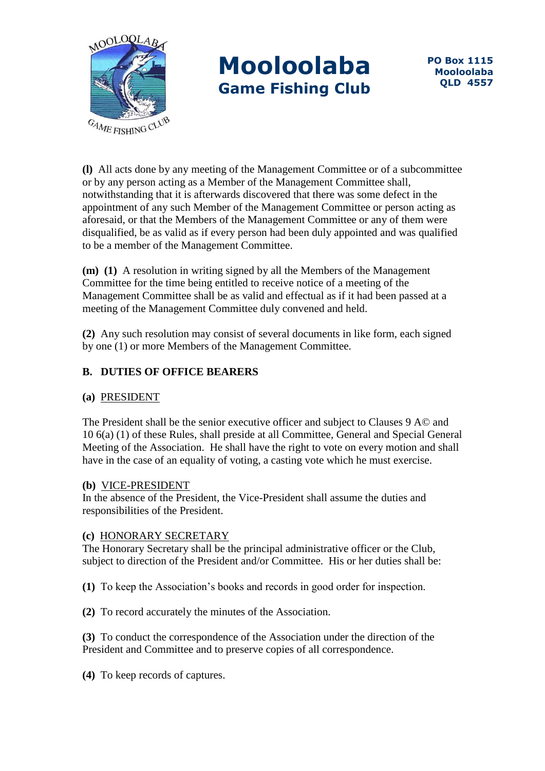**(l)** All acts done by any meeting of the Management Committee or of a subcommittee or by any person acting as a Member of the Management Committee shall, notwithstanding that it is afterwards discovered that there was some defect in the appointment of any such Member of the Management Committee or person acting as aforesaid, or that the Members of the Management Committee or any of them were disqualified, be as valid as if every person had been duly appointed and was qualified to be a member of the Management Committee.

**(m) (1)** A resolution in writing signed by all the Members of the Management Committee for the time being entitled to receive notice of a meeting of the Management Committee shall be as valid and effectual as if it had been passed at a meeting of the Management Committee duly convened and held.

**(2)** Any such resolution may consist of several documents in like form, each signed by one (1) or more Members of the Management Committee.

**B. DUTIES OF OFFICE BEARERS**

**(a)** PRESIDENT

The President shall be the senior executive officer and subject to Clauses 9 A© and 10 6(a) (1) of these Rules, shall preside at all Committee, General and Special General Meeting of the Association. He shall have the right to vote on every motion and shall have in the case of an equality of voting, a casting vote which he must exercise.

**(b)** VICE-PRESIDENT

In the absence of the President, the Vice-President shall assume the duties and responsibilities of the President.

**(c)** HONORARY SECRETARY

The Honorary Secretary shall be the principal administrative officer or the Club, subject to direction of the President and/or Committee. His or her duties shall be:

**(1)** To keep the Association's books and records in good order for inspection.

**(2)** To record accurately the minutes of the Association.

**(3)** To conduct the correspondence of the Association under the direction of the President and Committee and to preserve copies of all correspondence.

**(4)** To keep records of captures.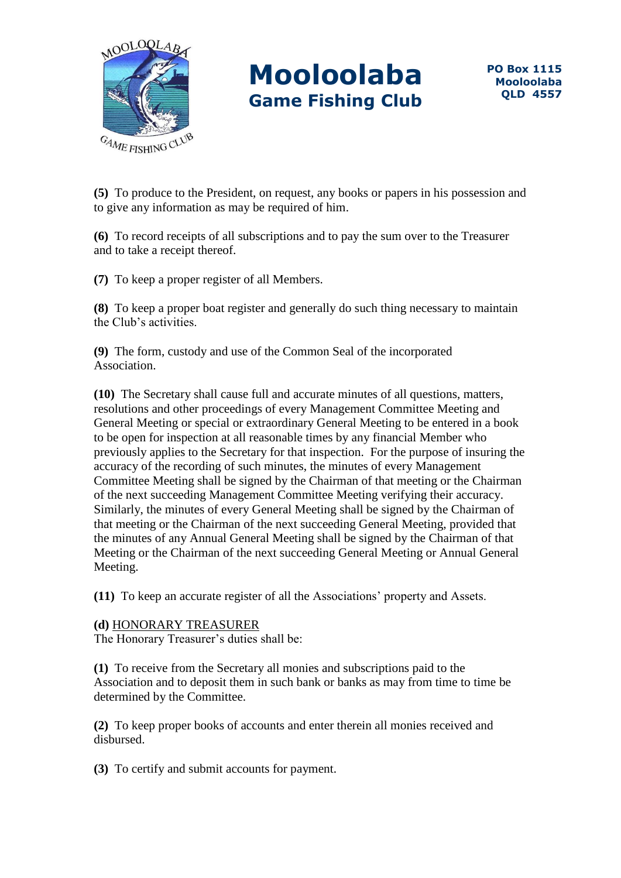**(5)** To produce to the President, on request, any books or papers in his possession and to give any information as may be required of him.

**(6)** To record receipts of all subscriptions and to pay the sum over to the Treasurer and to take a receipt thereof.

**(7)** To keep a proper register of all Members.

**(8)** To keep a proper boat register and generally do such thing necessary to maintain the Club's activities.

**(9)** The form, custody and use of the Common Seal of the incorporated Association.

**(10)** The Secretary shall cause full and accurate minutes of all questions, matters, resolutions and other proceedings of every Management Committee Meeting and General Meeting or special or extraordinary General Meeting to be entered in a book to be open for inspection at all reasonable times by any financial Member who previously applies to the Secretary for that inspection. For the purpose of insuring the accuracy of the recording of such minutes, the minutes of every Management Committee Meeting shall be signed by the Chairman of that meeting or the Chairman of the next succeeding Management Committee Meeting verifying their accuracy. Similarly, the minutes of every General Meeting shall be signed by the Chairman of that meeting or the Chairman of the next succeeding General Meeting, provided that the minutes of any Annual General Meeting shall be signed by the Chairman of that Meeting or the Chairman of the next succeeding General Meeting or Annual General Meeting.

**(11)** To keep an accurate register of all the Associations' property and Assets.

**(d)** HONORARY TREASURER
The Honorary Treasurer's duties shall be:

**(1)** To receive from the Secretary all monies and subscriptions paid to the Association and to deposit them in such bank or banks as may from time to time be determined by the Committee.

**(2)** To keep proper books of accounts and enter therein all monies received and disbursed.

**(3)** To certify and submit accounts for payment.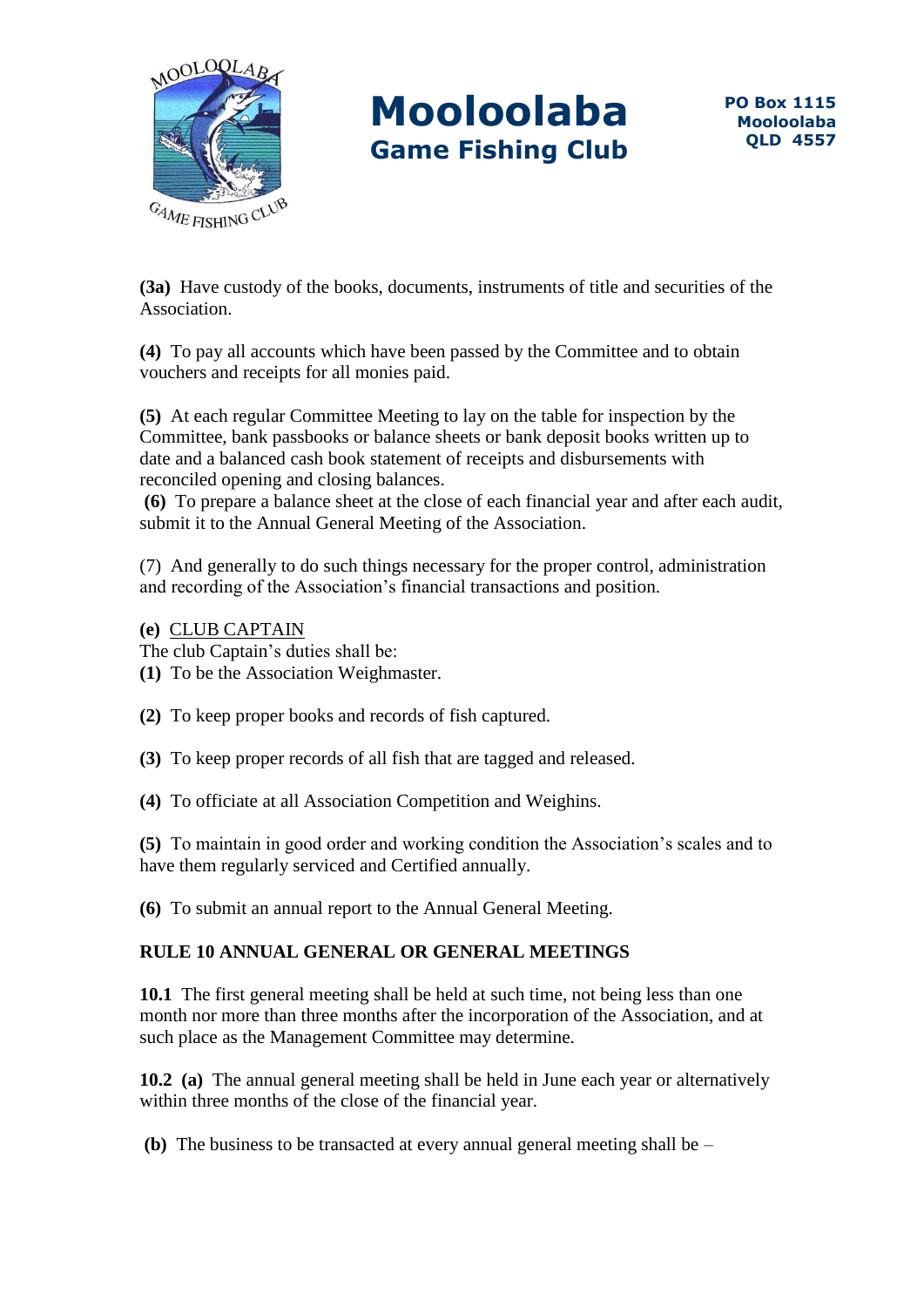**(3a)** Have custody of the books, documents, instruments of title and securities of the Association.

**(4)** To pay all accounts which have been passed by the Committee and to obtain vouchers and receipts for all monies paid.

**(5)** At each regular Committee Meeting to lay on the table for inspection by the Committee, bank passbooks or balance sheets or bank deposit books written up to date and a balanced cash book statement of receipts and disbursements with reconciled opening and closing balances.

**(6)** To prepare a balance sheet at the close of each financial year and after each audit, submit it to the Annual General Meeting of the Association.

(7) And generally to do such things necessary for the proper control, administration and recording of the Association's financial transactions and position.

**(e)** CLUB CAPTAIN

The club Captain's duties shall be:

**(1)** To be the Association Weighmaster.

**(2)** To keep proper books and records of fish captured.

**(3)** To keep proper records of all fish that are tagged and released.

**(4)** To officiate at all Association Competition and Weighins.

**(5)** To maintain in good order and working condition the Association's scales and to have them regularly serviced and Certified annually.

**(6)** To submit an annual report to the Annual General Meeting.

## RULE 10 ANNUAL GENERAL OR GENERAL MEETINGS

**10.1** The first general meeting shall be held at such time, not being less than one month nor more than three months after the incorporation of the Association, and at such place as the Management Committee may determine.

**10.2 (a)** The annual general meeting shall be held in June each year or alternatively within three months of the close of the financial year.

**(b)** The business to be transacted at every annual general meeting shall be –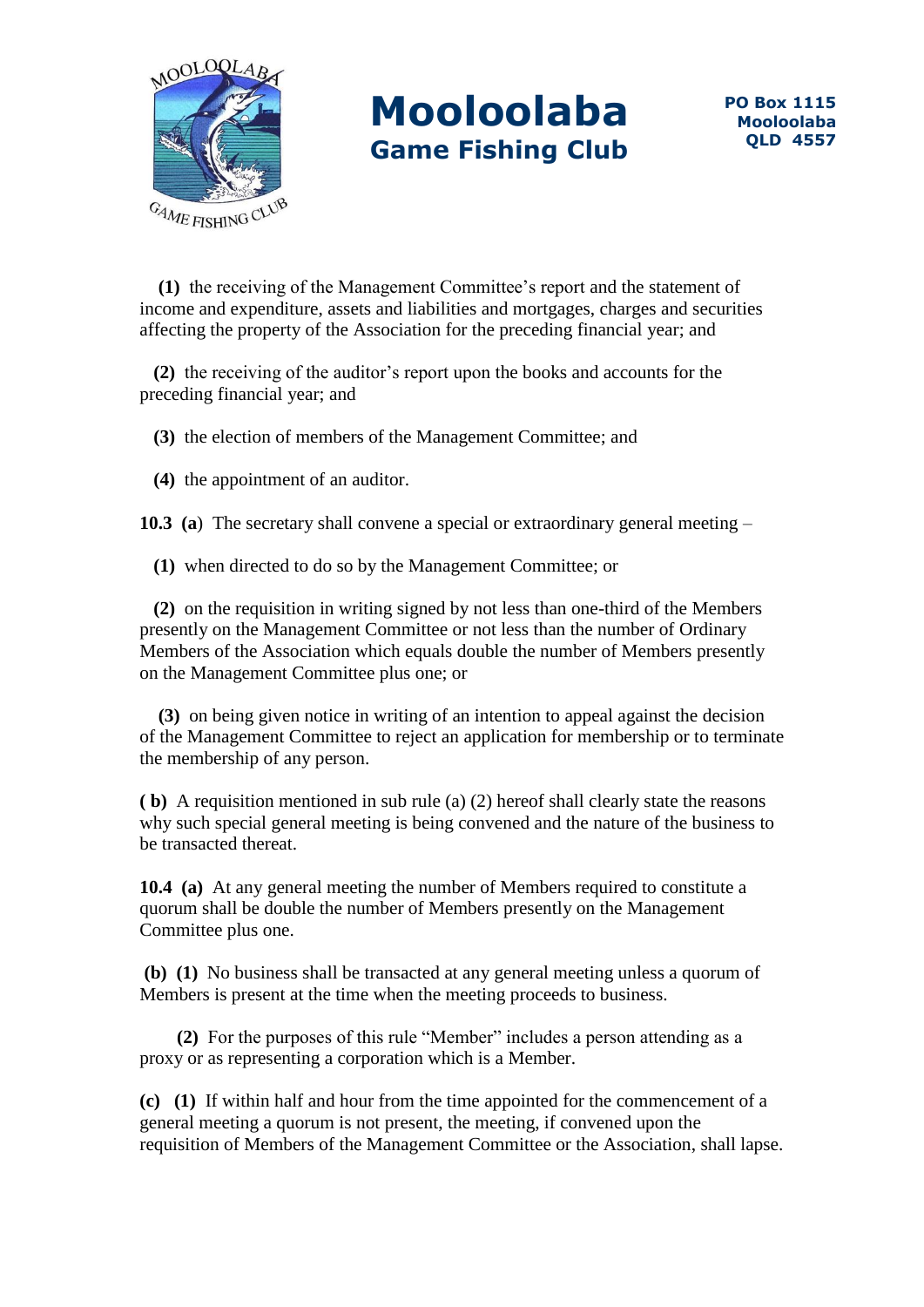**(1)** the receiving of the Management Committee's report and the statement of income and expenditure, assets and liabilities and mortgages, charges and securities affecting the property of the Association for the preceding financial year; and

**(2)** the receiving of the auditor's report upon the books and accounts for the preceding financial year; and

**(3)** the election of members of the Management Committee; and

**(4)** the appointment of an auditor.

**10.3** **(a)** The secretary shall convene a special or extraordinary general meeting –

**(1)** when directed to do so by the Management Committee; or

**(2)** on the requisition in writing signed by not less than one-third of the Members presently on the Management Committee or not less than the number of Ordinary Members of the Association which equals double the number of Members presently on the Management Committee plus one; or

**(3)** on being given notice in writing of an intention to appeal against the decision of the Management Committee to reject an application for membership or to terminate the membership of any person.

**( b)** A requisition mentioned in sub rule (a) (2) hereof shall clearly state the reasons why such special general meeting is being convened and the nature of the business to be transacted thereat.

**10.4** **(a)** At any general meeting the number of Members required to constitute a quorum shall be double the number of Members presently on the Management Committee plus one.

**(b)** **(1)** No business shall be transacted at any general meeting unless a quorum of Members is present at the time when the meeting proceeds to business.

**(2)** For the purposes of this rule "Member" includes a person attending as a proxy or as representing a corporation which is a Member.

**(c)** **(1)** If within half and hour from the time appointed for the commencement of a general meeting a quorum is not present, the meeting, if convened upon the requisition of Members of the Management Committee or the Association, shall lapse.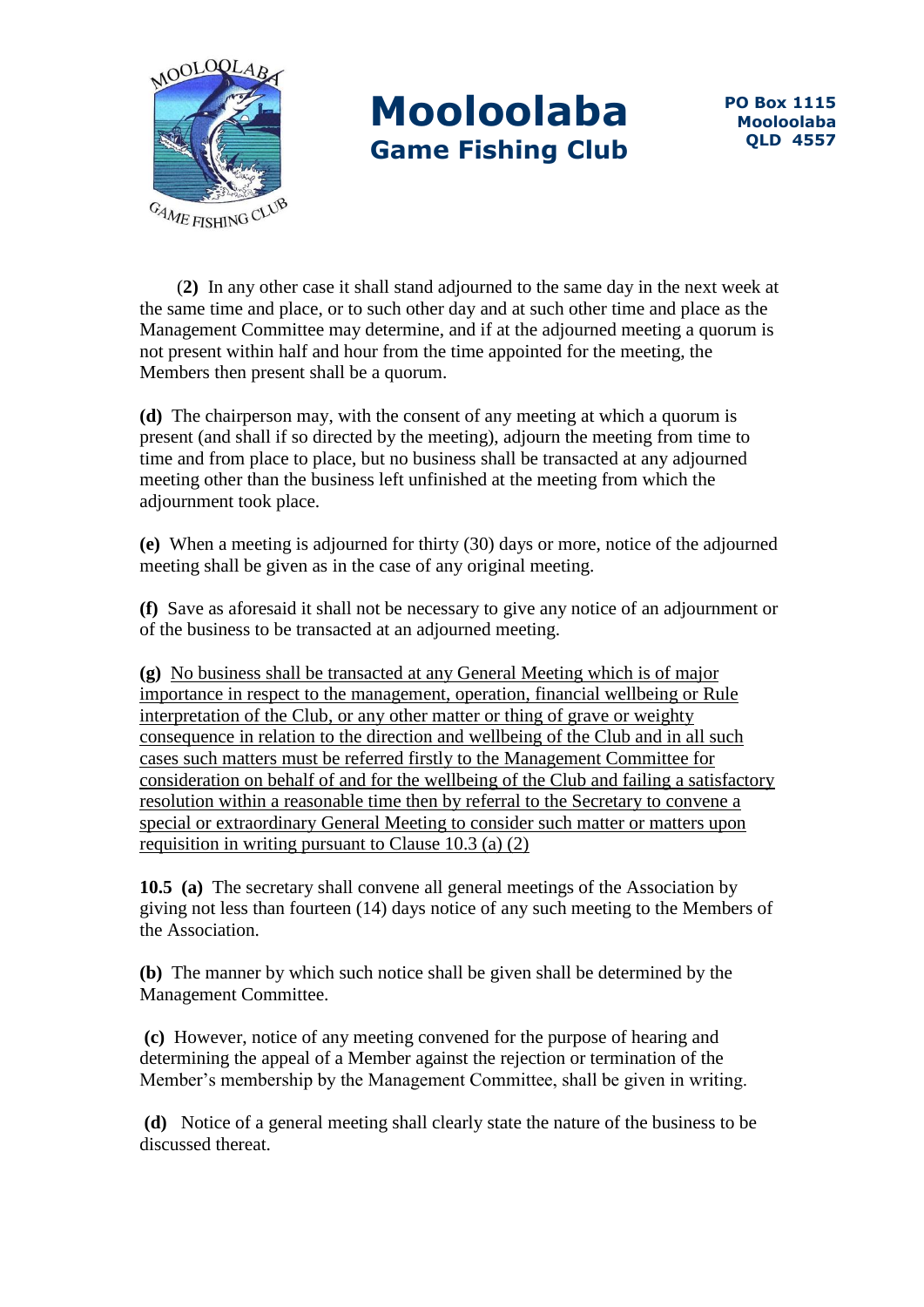(**2)** In any other case it shall stand adjourned to the same day in the next week at the same time and place, or to such other day and at such other time and place as the Management Committee may determine, and if at the adjourned meeting a quorum is not present within half and hour from the time appointed for the meeting, the Members then present shall be a quorum.

**(d)** The chairperson may, with the consent of any meeting at which a quorum is present (and shall if so directed by the meeting), adjourn the meeting from time to time and from place to place, but no business shall be transacted at any adjourned meeting other than the business left unfinished at the meeting from which the adjournment took place.

**(e)** When a meeting is adjourned for thirty (30) days or more, notice of the adjourned meeting shall be given as in the case of any original meeting.

**(f)** Save as aforesaid it shall not be necessary to give any notice of an adjournment or of the business to be transacted at an adjourned meeting.

**(g)** <u>No business shall be transacted at any General Meeting which is of major importance in respect to the management, operation, financial wellbeing or Rule interpretation of the Club, or any other matter or thing of grave or weighty consequence in relation to the direction and wellbeing of the Club and in all such cases such matters must be referred firstly to the Management Committee for consideration on behalf of and for the wellbeing of the Club and failing a satisfactory resolution within a reasonable time then by referral to the Secretary to convene a special or extraordinary General Meeting to consider such matter or matters upon requisition in writing pursuant to Clause 10.3 (a) (2)</u>

**10.5 (a)** The secretary shall convene all general meetings of the Association by giving not less than fourteen (14) days notice of any such meeting to the Members of the Association.

**(b)** The manner by which such notice shall be given shall be determined by the Management Committee.

**(c)** However, notice of any meeting convened for the purpose of hearing and determining the appeal of a Member against the rejection or termination of the Member's membership by the Management Committee, shall be given in writing.

**(d)** Notice of a general meeting shall clearly state the nature of the business to be discussed thereat.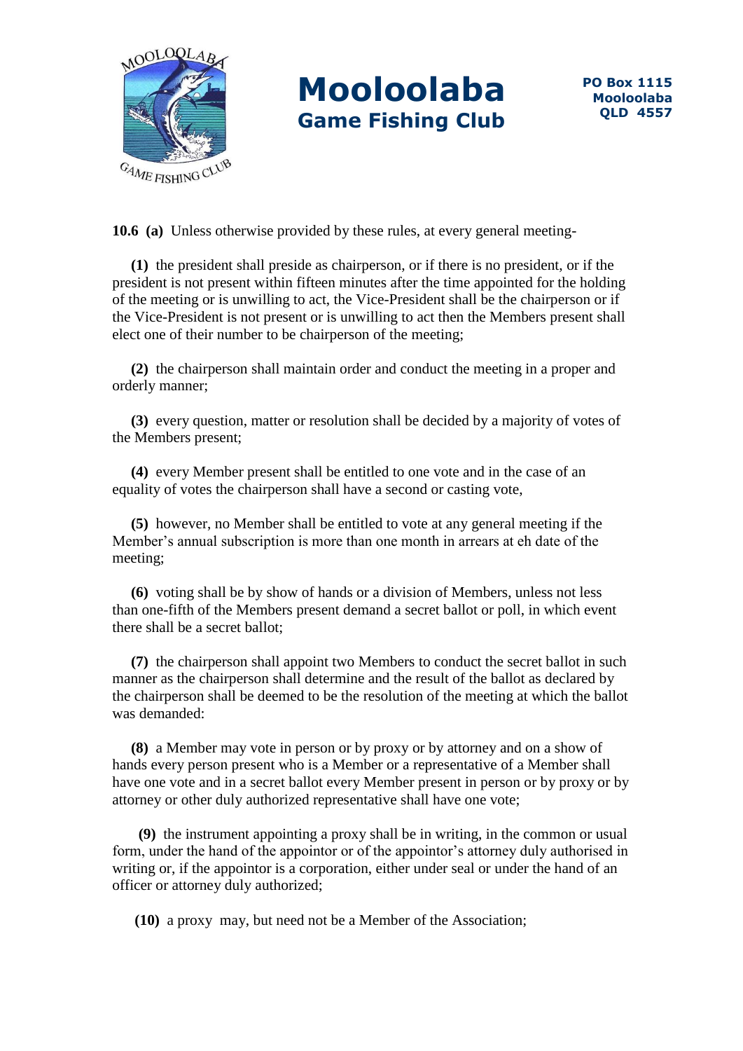**10.6 (a)** Unless otherwise provided by these rules, at every general meeting-

**(1)** the president shall preside as chairperson, or if there is no president, or if the president is not present within fifteen minutes after the time appointed for the holding of the meeting or is unwilling to act, the Vice-President shall be the chairperson or if the Vice-President is not present or is unwilling to act then the Members present shall elect one of their number to be chairperson of the meeting;

**(2)** the chairperson shall maintain order and conduct the meeting in a proper and orderly manner;

**(3)** every question, matter or resolution shall be decided by a majority of votes of the Members present;

**(4)** every Member present shall be entitled to one vote and in the case of an equality of votes the chairperson shall have a second or casting vote,

**(5)** however, no Member shall be entitled to vote at any general meeting if the Member's annual subscription is more than one month in arrears at eh date of the meeting;

**(6)** voting shall be by show of hands or a division of Members, unless not less than one-fifth of the Members present demand a secret ballot or poll, in which event there shall be a secret ballot;

**(7)** the chairperson shall appoint two Members to conduct the secret ballot in such manner as the chairperson shall determine and the result of the ballot as declared by the chairperson shall be deemed to be the resolution of the meeting at which the ballot was demanded:

**(8)** a Member may vote in person or by proxy or by attorney and on a show of hands every person present who is a Member or a representative of a Member shall have one vote and in a secret ballot every Member present in person or by proxy or by attorney or other duly authorized representative shall have one vote;

**(9)** the instrument appointing a proxy shall be in writing, in the common or usual form, under the hand of the appointor or of the appointor's attorney duly authorised in writing or, if the appointor is a corporation, either under seal or under the hand of an officer or attorney duly authorized;

**(10)** a proxy may, but need not be a Member of the Association;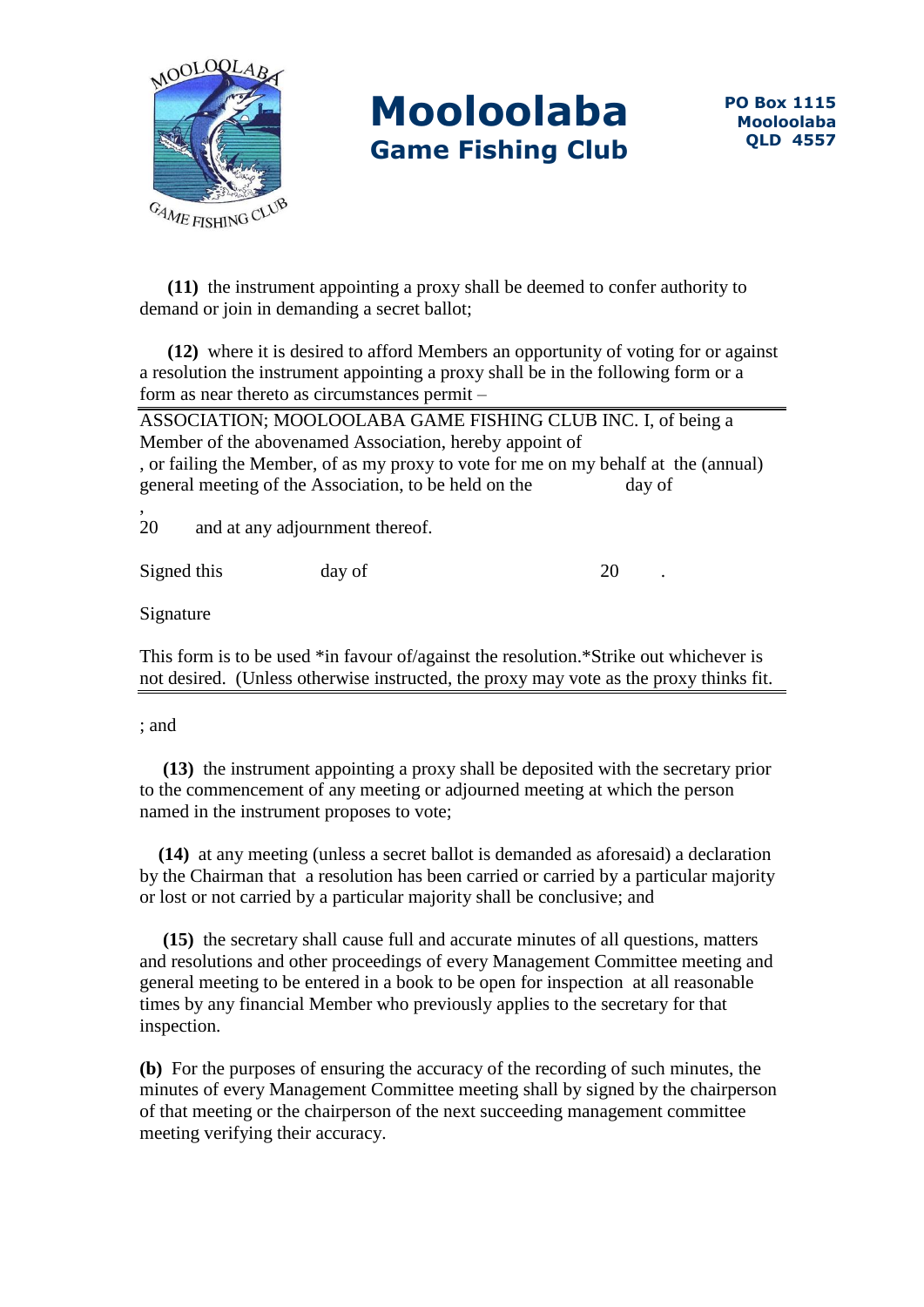**(11)** the instrument appointing a proxy shall be deemed to confer authority to demand or join in demanding a secret ballot;

**(12)** where it is desired to afford Members an opportunity of voting for or against a resolution the instrument appointing a proxy shall be in the following form or a form as near thereto as circumstances permit –

---

ASSOCIATION; MOOLOOLABA GAME FISHING CLUB INC. I, of being a Member of the abovenamed Association, hereby appoint of , or failing the Member, of as my proxy to vote for me on my behalf at the (annual) general meeting of the Association, to be held on the day of ,

20 and at any adjournment thereof.

Signed this day of 20 .

Signature

This form is to be used *in favour of/against the resolution.*Strike out whichever is not desired. (Unless otherwise instructed, the proxy may vote as the proxy thinks fit.

---

; and

**(13)** the instrument appointing a proxy shall be deposited with the secretary prior to the commencement of any meeting or adjourned meeting at which the person named in the instrument proposes to vote;

**(14)** at any meeting (unless a secret ballot is demanded as aforesaid) a declaration by the Chairman that a resolution has been carried or carried by a particular majority or lost or not carried by a particular majority shall be conclusive; and

**(15)** the secretary shall cause full and accurate minutes of all questions, matters and resolutions and other proceedings of every Management Committee meeting and general meeting to be entered in a book to be open for inspection at all reasonable times by any financial Member who previously applies to the secretary for that inspection.

**(b)** For the purposes of ensuring the accuracy of the recording of such minutes, the minutes of every Management Committee meeting shall by signed by the chairperson of that meeting or the chairperson of the next succeeding management committee meeting verifying their accuracy.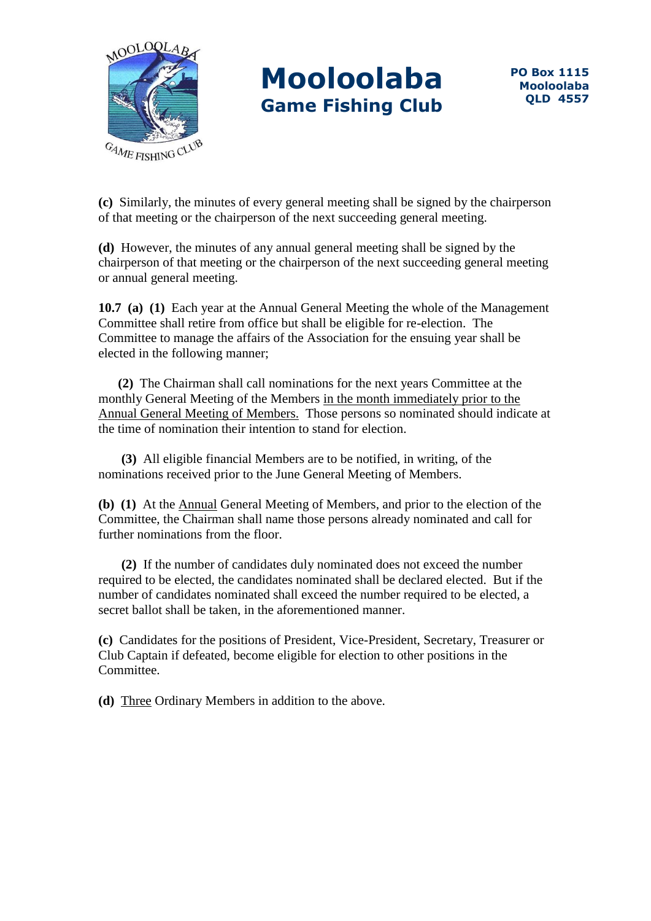**(c)** Similarly, the minutes of every general meeting shall be signed by the chairperson of that meeting or the chairperson of the next succeeding general meeting.

**(d)** However, the minutes of any annual general meeting shall be signed by the chairperson of that meeting or the chairperson of the next succeeding general meeting or annual general meeting.

**10.7 (a) (1)** Each year at the Annual General Meeting the whole of the Management Committee shall retire from office but shall be eligible for re-election. The Committee to manage the affairs of the Association for the ensuing year shall be elected in the following manner;

**(2)** The Chairman shall call nominations for the next years Committee at the monthly General Meeting of the Members <u>in the month immediately prior to the Annual General Meeting of Members.</u> Those persons so nominated should indicate at the time of nomination their intention to stand for election.

**(3)** All eligible financial Members are to be notified, in writing, of the nominations received prior to the June General Meeting of Members.

**(b) (1)** At the <u>Annual</u> General Meeting of Members, and prior to the election of the Committee, the Chairman shall name those persons already nominated and call for further nominations from the floor.

**(2)** If the number of candidates duly nominated does not exceed the number required to be elected, the candidates nominated shall be declared elected. But if the number of candidates nominated shall exceed the number required to be elected, a secret ballot shall be taken, in the aforementioned manner.

**(c)** Candidates for the positions of President, Vice-President, Secretary, Treasurer or Club Captain if defeated, become eligible for election to other positions in the Committee.

**(d)** <u>Three</u> Ordinary Members in addition to the above.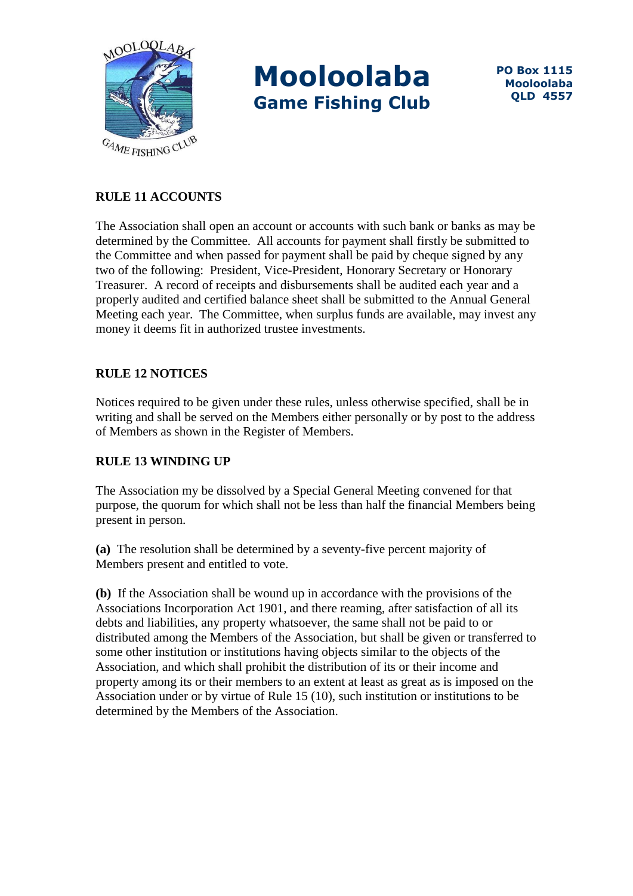## RULE 11 ACCOUNTS

The Association shall open an account or accounts with such bank or banks as may be determined by the Committee. All accounts for payment shall firstly be submitted to the Committee and when passed for payment shall be paid by cheque signed by any two of the following: President, Vice-President, Honorary Secretary or Honorary Treasurer. A record of receipts and disbursements shall be audited each year and a properly audited and certified balance sheet shall be submitted to the Annual General Meeting each year. The Committee, when surplus funds are available, may invest any money it deems fit in authorized trustee investments.

## RULE 12 NOTICES

Notices required to be given under these rules, unless otherwise specified, shall be in writing and shall be served on the Members either personally or by post to the address of Members as shown in the Register of Members.

## RULE 13 WINDING UP

The Association my be dissolved by a Special General Meeting convened for that purpose, the quorum for which shall not be less than half the financial Members being present in person.

**(a)** The resolution shall be determined by a seventy-five percent majority of Members present and entitled to vote.

**(b)** If the Association shall be wound up in accordance with the provisions of the Associations Incorporation Act 1901, and there reaming, after satisfaction of all its debts and liabilities, any property whatsoever, the same shall not be paid to or distributed among the Members of the Association, but shall be given or transferred to some other institution or institutions having objects similar to the objects of the Association, and which shall prohibit the distribution of its or their income and property among its or their members to an extent at least as great as is imposed on the Association under or by virtue of Rule 15 (10), such institution or institutions to be determined by the Members of the Association.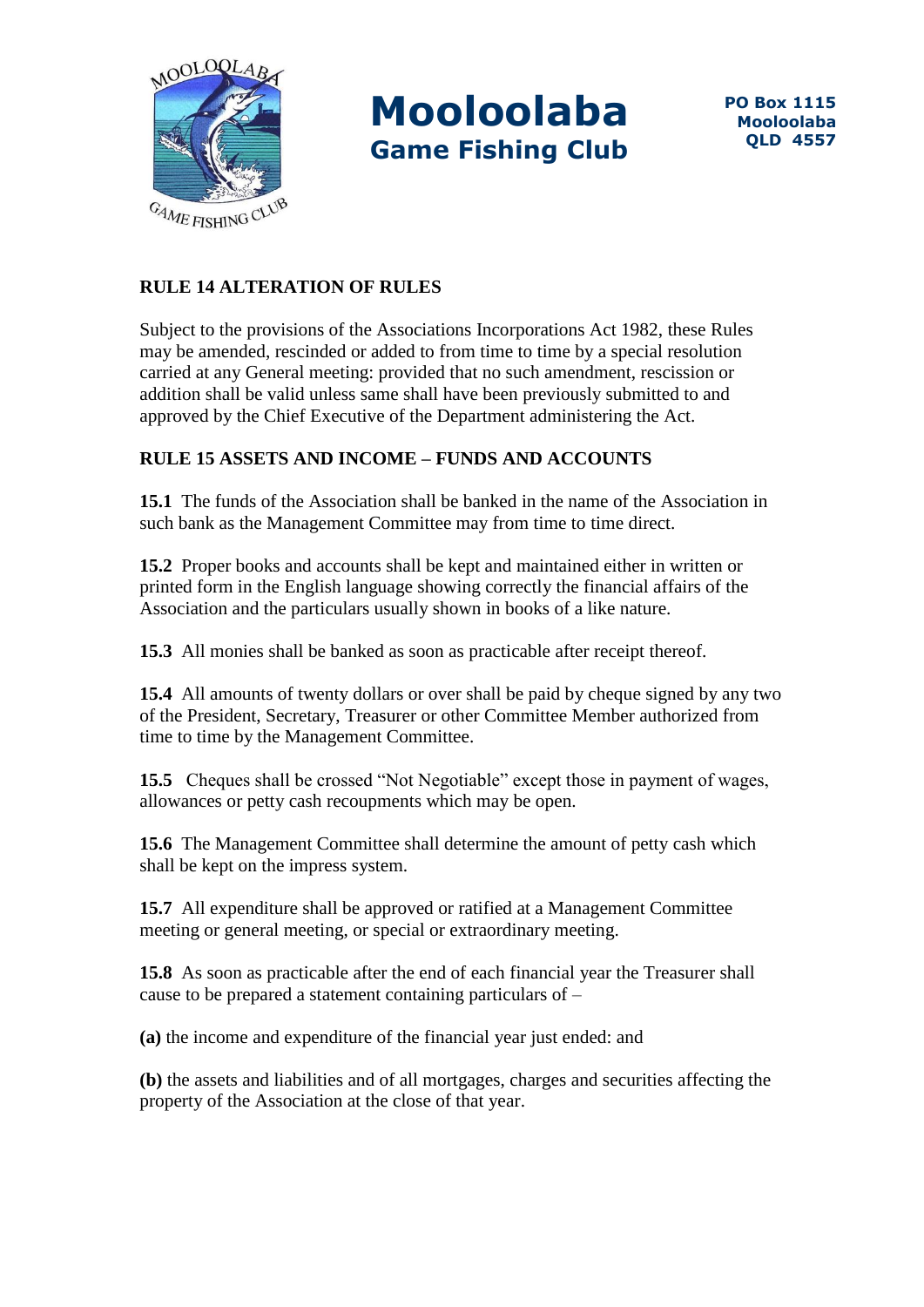**RULE 14 ALTERATION OF RULES**

Subject to the provisions of the Associations Incorporations Act 1982, these Rules may be amended, rescinded or added to from time to time by a special resolution carried at any General meeting: provided that no such amendment, rescission or addition shall be valid unless same shall have been previously submitted to and approved by the Chief Executive of the Department administering the Act.

**RULE 15 ASSETS AND INCOME – FUNDS AND ACCOUNTS**

**15.1** The funds of the Association shall be banked in the name of the Association in such bank as the Management Committee may from time to time direct.

**15.2** Proper books and accounts shall be kept and maintained either in written or printed form in the English language showing correctly the financial affairs of the Association and the particulars usually shown in books of a like nature.

**15.3** All monies shall be banked as soon as practicable after receipt thereof.

**15.4** All amounts of twenty dollars or over shall be paid by cheque signed by any two of the President, Secretary, Treasurer or other Committee Member authorized from time to time by the Management Committee.

**15.5** Cheques shall be crossed "Not Negotiable" except those in payment of wages, allowances or petty cash recoupments which may be open.

**15.6** The Management Committee shall determine the amount of petty cash which shall be kept on the impress system.

**15.7** All expenditure shall be approved or ratified at a Management Committee meeting or general meeting, or special or extraordinary meeting.

**15.8** As soon as practicable after the end of each financial year the Treasurer shall cause to be prepared a statement containing particulars of –

**(a)** the income and expenditure of the financial year just ended: and

**(b)** the assets and liabilities and of all mortgages, charges and securities affecting the property of the Association at the close of that year.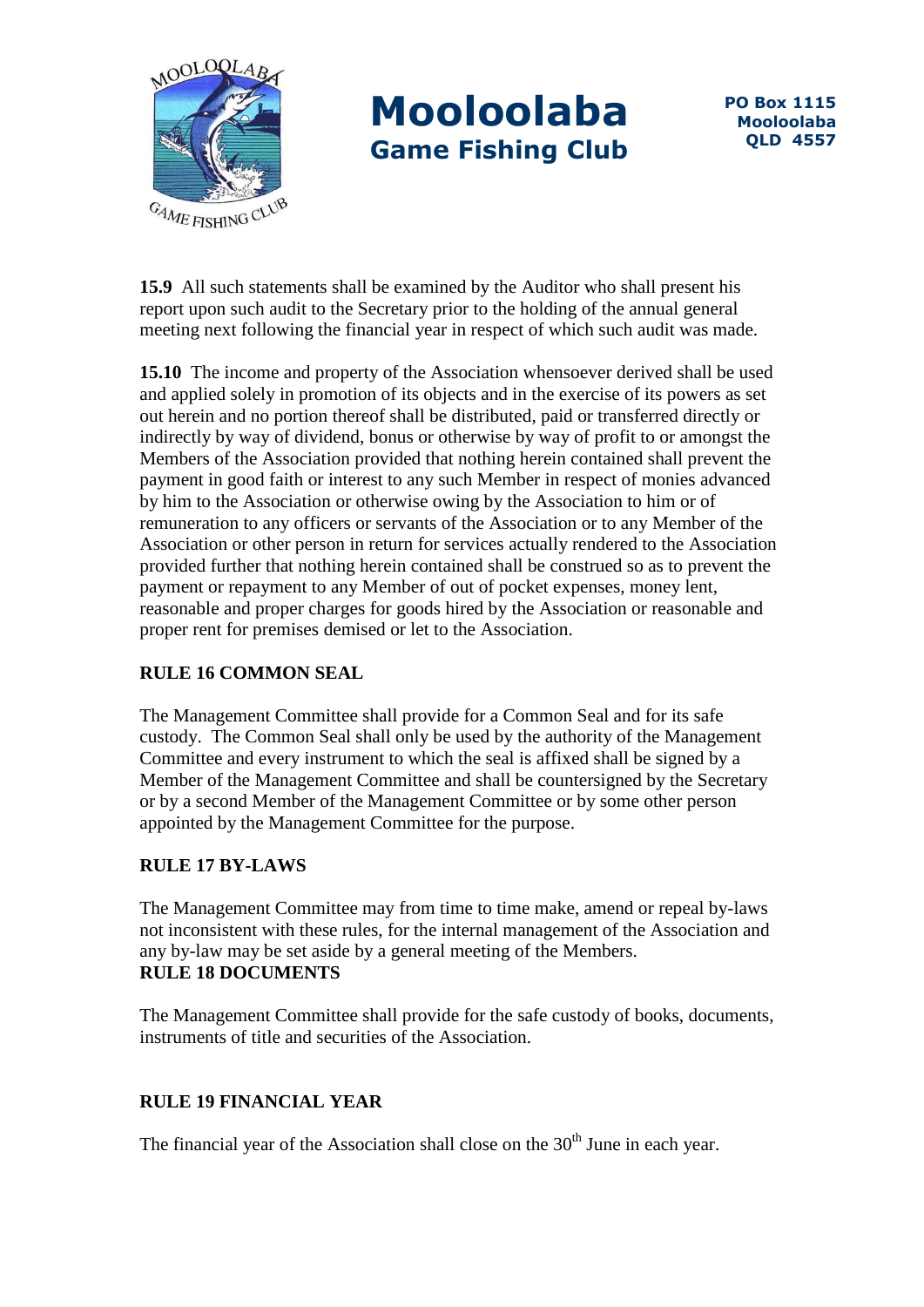**15.9** All such statements shall be examined by the Auditor who shall present his report upon such audit to the Secretary prior to the holding of the annual general meeting next following the financial year in respect of which such audit was made.

**15.10** The income and property of the Association whensoever derived shall be used and applied solely in promotion of its objects and in the exercise of its powers as set out herein and no portion thereof shall be distributed, paid or transferred directly or indirectly by way of dividend, bonus or otherwise by way of profit to or amongst the Members of the Association provided that nothing herein contained shall prevent the payment in good faith or interest to any such Member in respect of monies advanced by him to the Association or otherwise owing by the Association to him or of remuneration to any officers or servants of the Association or to any Member of the Association or other person in return for services actually rendered to the Association provided further that nothing herein contained shall be construed so as to prevent the payment or repayment to any Member of out of pocket expenses, money lent, reasonable and proper charges for goods hired by the Association or reasonable and proper rent for premises demised or let to the Association.

## RULE 16 COMMON SEAL

The Management Committee shall provide for a Common Seal and for its safe custody. The Common Seal shall only be used by the authority of the Management Committee and every instrument to which the seal is affixed shall be signed by a Member of the Management Committee and shall be countersigned by the Secretary or by a second Member of the Management Committee or by some other person appointed by the Management Committee for the purpose.

## RULE 17 BY-LAWS

The Management Committee may from time to time make, amend or repeal by-laws not inconsistent with these rules, for the internal management of the Association and any by-law may be set aside by a general meeting of the Members.

## RULE 18 DOCUMENTS

The Management Committee shall provide for the safe custody of books, documents, instruments of title and securities of the Association.

## RULE 19 FINANCIAL YEAR

The financial year of the Association shall close on the 30th June in each year.